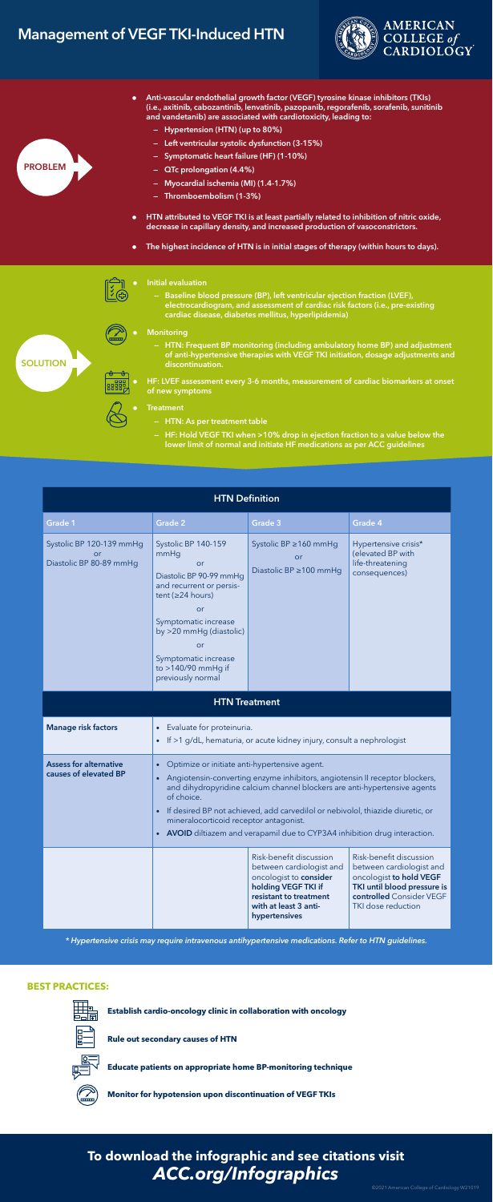# Management of VEGF TKI-Induced HTN

## PROBLEM

- Anti-vascular endothelial growth factor (VEGF) tyrosine kinase inhibitors (TKIs) (i.e., axitinib, cabozantinib, lenvatinib, pazopanib, regorafenib, sorafenib, sunitinib and vandetanib) are associated with cardiotoxicity, leading to:
  - Hypertension (HTN) (up to 80%)
  - Left ventricular systolic dysfunction (3-15%)
  - Symptomatic heart failure (HF) (1-10%)
  - QTc prolongation (4.4%)
  - Myocardial ischemia (MI) (1.4-1.7%)
  - Thromboembolism (1-3%)
- HTN attributed to VEGF TKI is at least partially related to inhibition of nitric oxide, decrease in capillary density, and increased production of vasoconstrictors.
- The highest incidence of HTN is in initial stages of therapy (within hours to days).

## SOLUTION

- **Initial evaluation**
  - Baseline blood pressure (BP), left ventricular ejection fraction (LVEF), electrocardiogram, and assessment of cardiac risk factors (i.e., pre-existing cardiac disease, diabetes mellitus, hyperlipidemia)
- **Monitoring**
  - HTN: Frequent BP monitoring (including ambulatory home BP) and adjustment of anti-hypertensive therapies with VEGF TKI initiation, dosage adjustments and discontinuation.
- HF: LVEF assessment every 3-6 months, measurement of cardiac biomarkers at onset of new symptoms
- **Treatment**
  - HTN: As per treatment table
  - HF: Hold VEGF TKI when >10% drop in ejection fraction to a value below the lower limit of normal and initiate HF medications as per ACC guidelines

| HTN Definition | | | |
|---|---|---|---|
| Grade 1 | Grade 2 | Grade 3 | Grade 4 |
| Systolic BP 120-139 mmHg or Diastolic BP 80-89 mmHg | Systolic BP 140-159 mmHg or Diastolic BP 90-99 mmHg and recurrent or persistent (≥24 hours) or Symptomatic increase by >20 mmHg (diastolic) or Symptomatic increase to >140/90 mmHg if previously normal | Systolic BP ≥160 mmHg or Diastolic BP ≥100 mmHg | Hypertensive crisis* (elevated BP with life-threatening consequences) |
| **HTN Treatment** | | | |
| **Manage risk factors** | • Evaluate for proteinuria.<br>• If >1 g/dL, hematuria, or acute kidney injury, consult a nephrologist | | |
| **Assess for alternative causes of elevated BP** | • Optimize or initiate anti-hypertensive agent.<br>• Angiotensin-converting enzyme inhibitors, angiotensin II receptor blockers, and dihydropyridine calcium channel blockers are anti-hypertensive agents of choice.<br>• If desired BP not achieved, add carvedilol or nebivolol, thiazide diuretic, or mineralocorticoid receptor antagonist.<br>• **AVOID** diltiazem and verapamil due to CYP3A4 inhibition drug interaction. | | |
| | | Risk-benefit discussion between cardiologist and oncologist to **consider holding VEGF TKI if resistant to treatment with at least 3 anti-hypertensives** | Risk-benefit discussion between cardiologist and oncologist **to hold VEGF TKI until blood pressure is controlled** Consider VEGF TKI dose reduction |

*\* Hypertensive crisis may require intravenous antihypertensive medications. Refer to HTN guidelines.*

## BEST PRACTICES:

- **Establish cardio-oncology clinic in collaboration with oncology**
- **Rule out secondary causes of HTN**
- **Educate patients on appropriate home BP-monitoring technique**
- **Monitor for hypotension upon discontinuation of VEGF TKIs**

## To download the infographic and see citations visit *ACC.org/Infographics*

©2021 American College of Cardiology W21019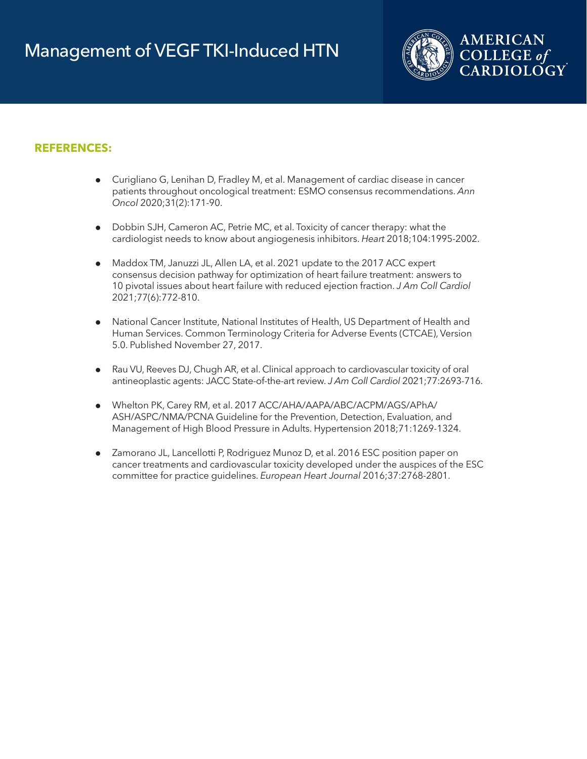# Management of VEGF TKI-Induced HTN

## REFERENCES:

- Curigliano G, Lenihan D, Fradley M, et al. Management of cardiac disease in cancer patients throughout oncological treatment: ESMO consensus recommendations. *Ann Oncol* 2020;31(2):171-90.
- Dobbin SJH, Cameron AC, Petrie MC, et al. Toxicity of cancer therapy: what the cardiologist needs to know about angiogenesis inhibitors. *Heart* 2018;104:1995-2002.
- Maddox TM, Januzzi JL, Allen LA, et al. 2021 update to the 2017 ACC expert consensus decision pathway for optimization of heart failure treatment: answers to 10 pivotal issues about heart failure with reduced ejection fraction. *J Am Coll Cardiol* 2021;77(6):772-810.
- National Cancer Institute, National Institutes of Health, US Department of Health and Human Services. Common Terminology Criteria for Adverse Events (CTCAE), Version 5.0. Published November 27, 2017.
- Rau VU, Reeves DJ, Chugh AR, et al. Clinical approach to cardiovascular toxicity of oral antineoplastic agents: JACC State-of-the-art review. *J Am Coll Cardiol* 2021;77:2693-716.
- Whelton PK, Carey RM, et al. 2017 ACC/AHA/AAPA/ABC/ACPM/AGS/APhA/ASH/ASPC/NMA/PCNA Guideline for the Prevention, Detection, Evaluation, and Management of High Blood Pressure in Adults. Hypertension 2018;71:1269-1324.
- Zamorano JL, Lancellotti P, Rodriguez Munoz D, et al. 2016 ESC position paper on cancer treatments and cardiovascular toxicity developed under the auspices of the ESC committee for practice guidelines. *European Heart Journal* 2016;37:2768-2801.